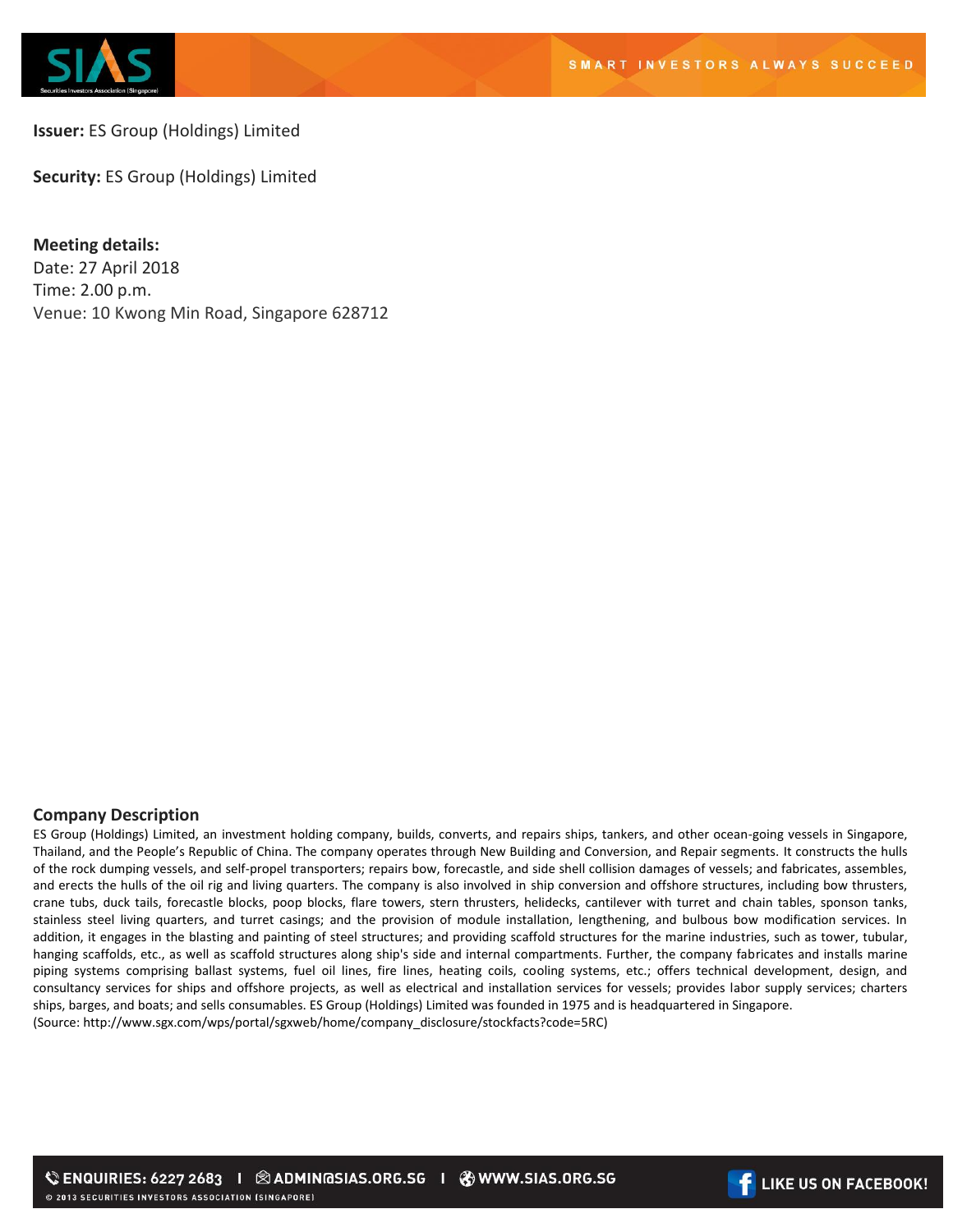**Issuer:** ES Group (Holdings) Limited

**Security:** ES Group (Holdings) Limited

**Meeting details:**
Date: 27 April 2018
Time: 2.00 p.m.
Venue: 10 Kwong Min Road, Singapore 628712

## Company Description

ES Group (Holdings) Limited, an investment holding company, builds, converts, and repairs ships, tankers, and other ocean-going vessels in Singapore, Thailand, and the People's Republic of China. The company operates through New Building and Conversion, and Repair segments. It constructs the hulls of the rock dumping vessels, and self-propel transporters; repairs bow, forecastle, and side shell collision damages of vessels; and fabricates, assembles, and erects the hulls of the oil rig and living quarters. The company is also involved in ship conversion and offshore structures, including bow thrusters, crane tubs, duck tails, forecastle blocks, poop blocks, flare towers, stern thrusters, helidecks, cantilever with turret and chain tables, sponson tanks, stainless steel living quarters, and turret casings; and the provision of module installation, lengthening, and bulbous bow modification services. In addition, it engages in the blasting and painting of steel structures; and providing scaffold structures for the marine industries, such as tower, tubular, hanging scaffolds, etc., as well as scaffold structures along ship's side and internal compartments. Further, the company fabricates and installs marine piping systems comprising ballast systems, fuel oil lines, fire lines, heating coils, cooling systems, etc.; offers technical development, design, and consultancy services for ships and offshore projects, as well as electrical and installation services for vessels; provides labor supply services; charters ships, barges, and boats; and sells consumables. ES Group (Holdings) Limited was founded in 1975 and is headquartered in Singapore.
(Source: http://www.sgx.com/wps/portal/sgxweb/home/company_disclosure/stockfacts?code=5RC)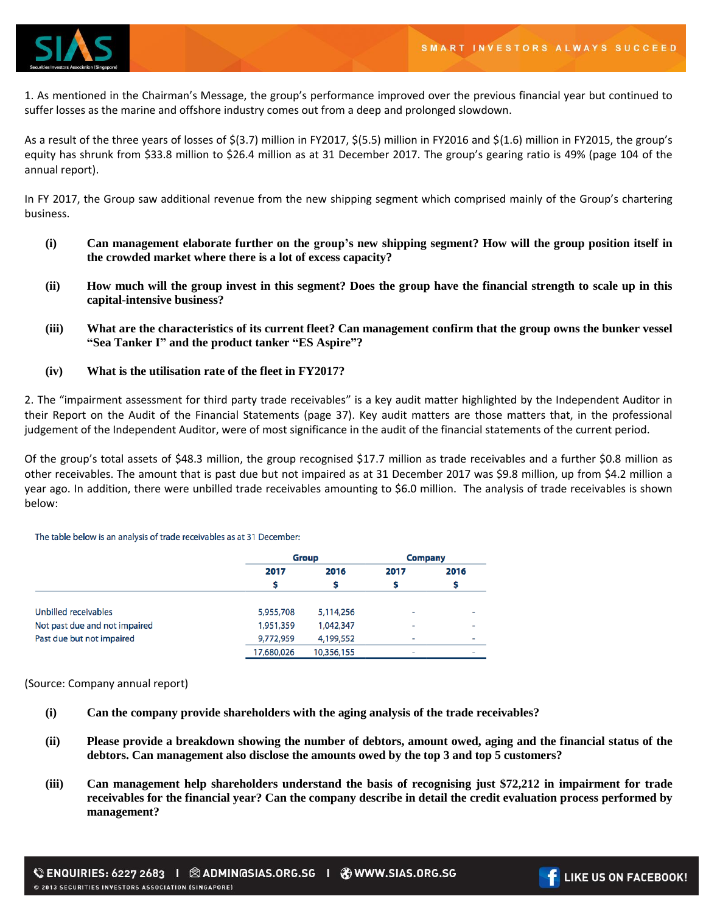1. As mentioned in the Chairman's Message, the group's performance improved over the previous financial year but continued to suffer losses as the marine and offshore industry comes out from a deep and prolonged slowdown.

As a result of the three years of losses of $(3.7) million in FY2017, $(5.5) million in FY2016 and $(1.6) million in FY2015, the group's equity has shrunk from $33.8 million to $26.4 million as at 31 December 2017. The group's gearing ratio is 49% (page 104 of the annual report).

In FY 2017, the Group saw additional revenue from the new shipping segment which comprised mainly of the Group's chartering business.

**(i)** **Can management elaborate further on the group's new shipping segment? How will the group position itself in the crowded market where there is a lot of excess capacity?**

**(ii)** **How much will the group invest in this segment? Does the group have the financial strength to scale up in this capital-intensive business?**

**(iii)** **What are the characteristics of its current fleet? Can management confirm that the group owns the bunker vessel "Sea Tanker I" and the product tanker "ES Aspire"?**

**(iv)** **What is the utilisation rate of the fleet in FY2017?**

2. The "impairment assessment for third party trade receivables" is a key audit matter highlighted by the Independent Auditor in their Report on the Audit of the Financial Statements (page 37). Key audit matters are those matters that, in the professional judgement of the Independent Auditor, were of most significance in the audit of the financial statements of the current period.

Of the group's total assets of $48.3 million, the group recognised $17.7 million as trade receivables and a further $0.8 million as other receivables. The amount that is past due but not impaired as at 31 December 2017 was $9.8 million, up from $4.2 million a year ago. In addition, there were unbilled trade receivables amounting to $6.0 million. The analysis of trade receivables is shown below:

The table below is an analysis of trade receivables as at 31 December:

| | Group | | Company | |
|---|---|---|---|---|
| | 2017 | 2016 | 2017 | 2016 |
| | $ | $ | $ | $ |
| Unbilled receivables | 5,955,708 | 5,114,256 | - | - |
| Not past due and not impaired | 1,951,359 | 1,042,347 | - | - |
| Past due but not impaired | 9,772,959 | 4,199,552 | - | - |
| | 17,680,026 | 10,356,155 | - | - |

(Source: Company annual report)

**(i)** **Can the company provide shareholders with the aging analysis of the trade receivables?**

**(ii)** **Please provide a breakdown showing the number of debtors, amount owed, aging and the financial status of the debtors. Can management also disclose the amounts owed by the top 3 and top 5 customers?**

**(iii)** **Can management help shareholders understand the basis of recognising just $72,212 in impairment for trade receivables for the financial year? Can the company describe in detail the credit evaluation process performed by management?**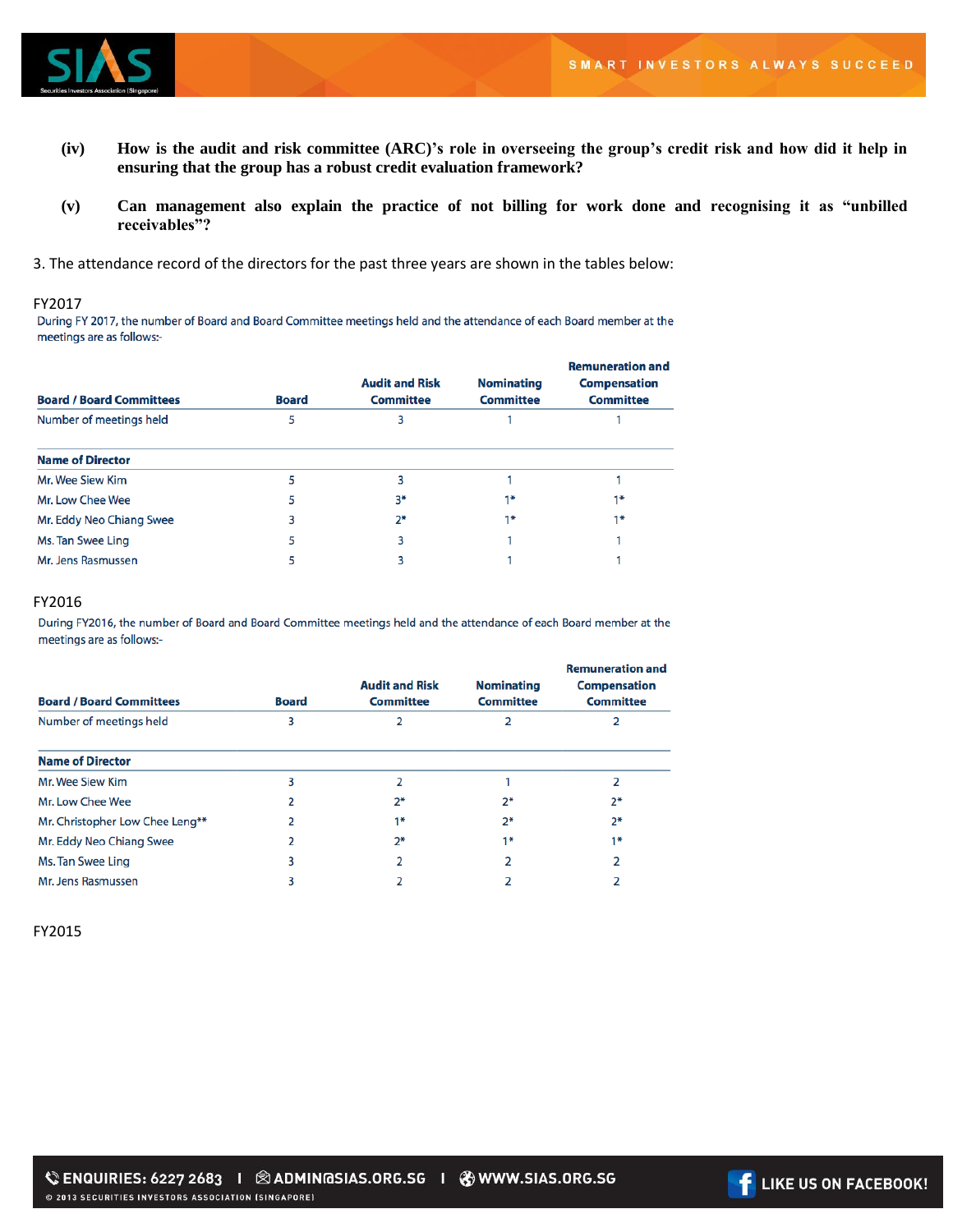(iv) **How is the audit and risk committee (ARC)'s role in overseeing the group's credit risk and how did it help in ensuring that the group has a robust credit evaluation framework?**

(v) **Can management also explain the practice of not billing for work done and recognising it as "unbilled receivables"?**

3. The attendance record of the directors for the past three years are shown in the tables below:

FY2017

During FY 2017, the number of Board and Board Committee meetings held and the attendance of each Board member at the meetings are as follows:-

| Board / Board Committees | Board | Audit and Risk Committee | Nominating Committee | Remuneration and Compensation Committee |
|---|---|---|---|---|
| Number of meetings held | 5 | 3 | 1 | 1 |
| **Name of Director** | | | | |
| Mr. Wee Siew Kim | 5 | 3 | 1 | 1 |
| Mr. Low Chee Wee | 5 | 3* | 1* | 1* |
| Mr. Eddy Neo Chiang Swee | 3 | 2* | 1* | 1* |
| Ms. Tan Swee Ling | 5 | 3 | 1 | 1 |
| Mr. Jens Rasmussen | 5 | 3 | 1 | 1 |

FY2016

During FY2016, the number of Board and Board Committee meetings held and the attendance of each Board member at the meetings are as follows:-

| Board / Board Committees | Board | Audit and Risk Committee | Nominating Committee | Remuneration and Compensation Committee |
|---|---|---|---|---|
| Number of meetings held | 3 | 2 | 2 | 2 |
| **Name of Director** | | | | |
| Mr. Wee Siew Kim | 3 | 2 | 1 | 2 |
| Mr. Low Chee Wee | 2 | 2* | 2* | 2* |
| Mr. Christopher Low Chee Leng** | 2 | 1* | 2* | 2* |
| Mr. Eddy Neo Chiang Swee | 2 | 2* | 1* | 1* |
| Ms. Tan Swee Ling | 3 | 2 | 2 | 2 |
| Mr. Jens Rasmussen | 3 | 2 | 2 | 2 |

FY2015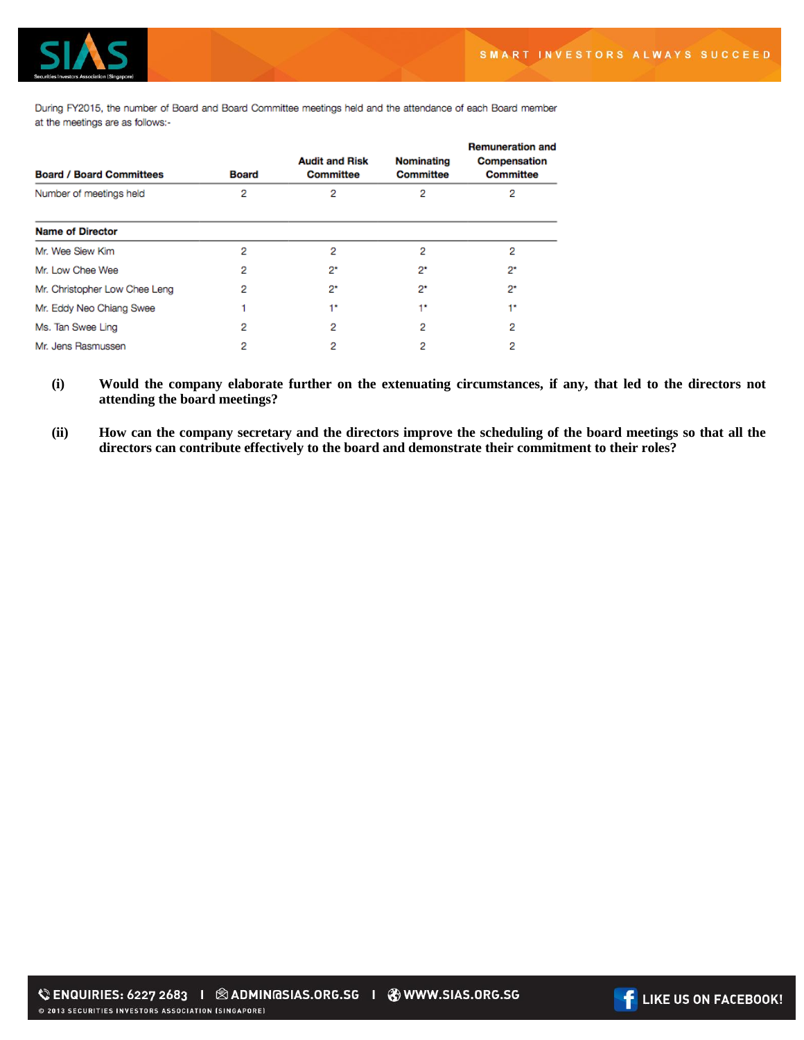During FY2015, the number of Board and Board Committee meetings held and the attendance of each Board member at the meetings are as follows:-

| Board / Board Committees | Board | Audit and Risk Committee | Nominating Committee | Remuneration and Compensation Committee |
|---|---|---|---|---|
| Number of meetings held | 2 | 2 | 2 | 2 |
| **Name of Director** | | | | |
| Mr. Wee Siew Kim | 2 | 2 | 2 | 2 |
| Mr. Low Chee Wee | 2 | 2* | 2* | 2* |
| Mr. Christopher Low Chee Leng | 2 | 2* | 2* | 2* |
| Mr. Eddy Neo Chiang Swee | 1 | 1* | 1* | 1* |
| Ms. Tan Swee Ling | 2 | 2 | 2 | 2 |
| Mr. Jens Rasmussen | 2 | 2 | 2 | 2 |

**(i) Would the company elaborate further on the extenuating circumstances, if any, that led to the directors not attending the board meetings?**

**(ii) How can the company secretary and the directors improve the scheduling of the board meetings so that all the directors can contribute effectively to the board and demonstrate their commitment to their roles?**